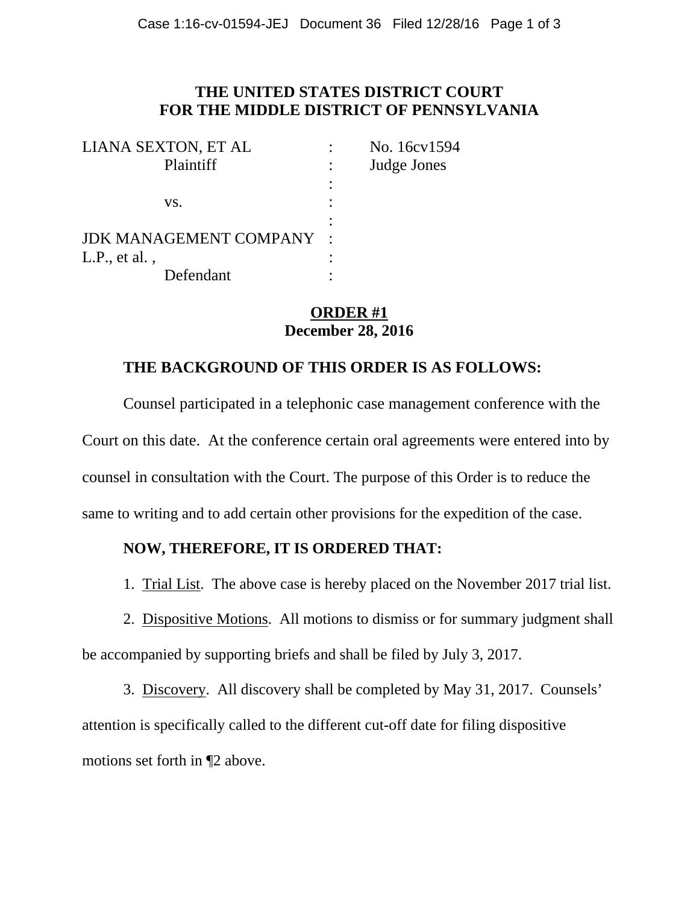# THE UNITED STATES DISTRICT COURT
# FOR THE MIDDLE DISTRICT OF PENNSYLVANIA

| | | |
|---|---|---|
| LIANA SEXTON, ET AL | : | No. 16cv1594 |
| Plaintiff | : | Judge Jones |
| | : | |
| vs. | : | |
| | : | |
| JDK MANAGEMENT COMPANY | : | |
| L.P., et al. , | : | |
| Defendant | : | |

## ORDER #1
**December 28, 2016**

**THE BACKGROUND OF THIS ORDER IS AS FOLLOWS:**

Counsel participated in a telephonic case management conference with the Court on this date. At the conference certain oral agreements were entered into by counsel in consultation with the Court. The purpose of this Order is to reduce the same to writing and to add certain other provisions for the expedition of the case.

**NOW, THEREFORE, IT IS ORDERED THAT:**

1. Trial List. The above case is hereby placed on the November 2017 trial list.

2. Dispositive Motions. All motions to dismiss or for summary judgment shall be accompanied by supporting briefs and shall be filed by July 3, 2017.

3. Discovery. All discovery shall be completed by May 31, 2017. Counsels' attention is specifically called to the different cut-off date for filing dispositive motions set forth in ¶2 above.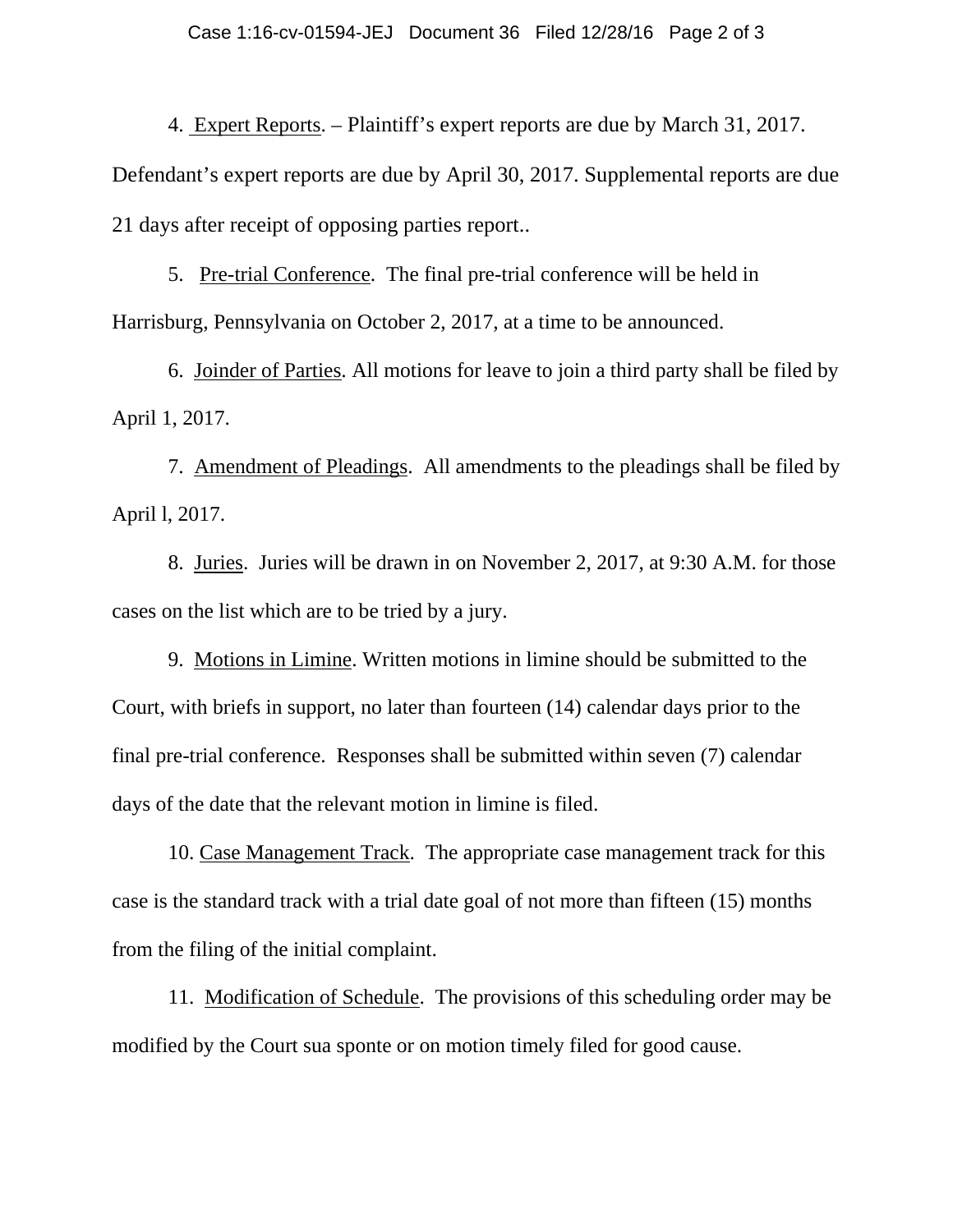4. Expert Reports. – Plaintiff's expert reports are due by March 31, 2017. Defendant's expert reports are due by April 30, 2017. Supplemental reports are due 21 days after receipt of opposing parties report..

5. Pre-trial Conference. The final pre-trial conference will be held in Harrisburg, Pennsylvania on October 2, 2017, at a time to be announced.

6. Joinder of Parties. All motions for leave to join a third party shall be filed by April 1, 2017.

7. Amendment of Pleadings. All amendments to the pleadings shall be filed by April l, 2017.

8. Juries. Juries will be drawn in on November 2, 2017, at 9:30 A.M. for those cases on the list which are to be tried by a jury.

9. Motions in Limine. Written motions in limine should be submitted to the Court, with briefs in support, no later than fourteen (14) calendar days prior to the final pre-trial conference. Responses shall be submitted within seven (7) calendar days of the date that the relevant motion in limine is filed.

10. Case Management Track. The appropriate case management track for this case is the standard track with a trial date goal of not more than fifteen (15) months from the filing of the initial complaint.

11. Modification of Schedule. The provisions of this scheduling order may be modified by the Court sua sponte or on motion timely filed for good cause.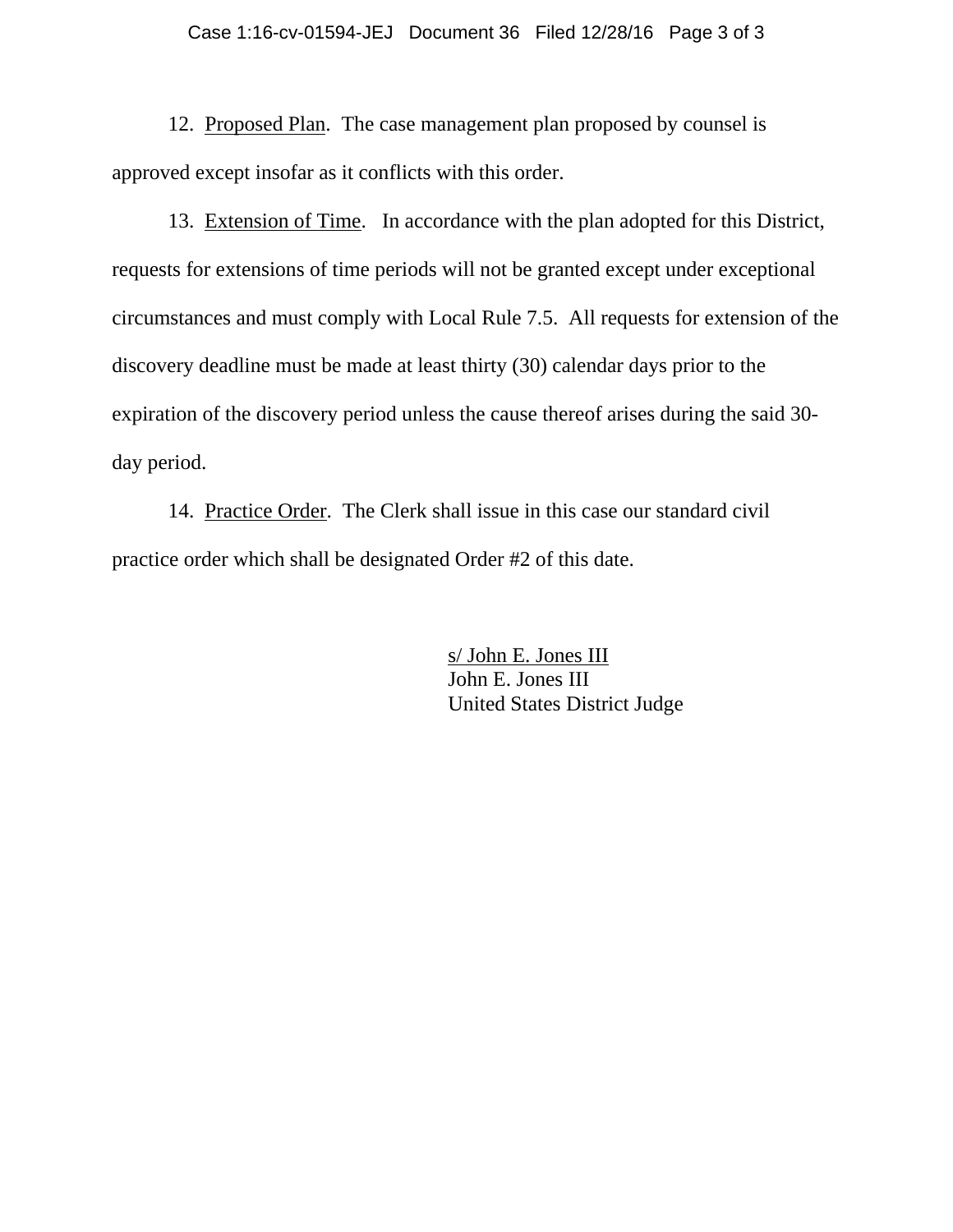12. Proposed Plan. The case management plan proposed by counsel is approved except insofar as it conflicts with this order.

13. Extension of Time. In accordance with the plan adopted for this District, requests for extensions of time periods will not be granted except under exceptional circumstances and must comply with Local Rule 7.5. All requests for extension of the discovery deadline must be made at least thirty (30) calendar days prior to the expiration of the discovery period unless the cause thereof arises during the said 30-day period.

14. Practice Order. The Clerk shall issue in this case our standard civil practice order which shall be designated Order #2 of this date.

s/ John E. Jones III
John E. Jones III
United States District Judge